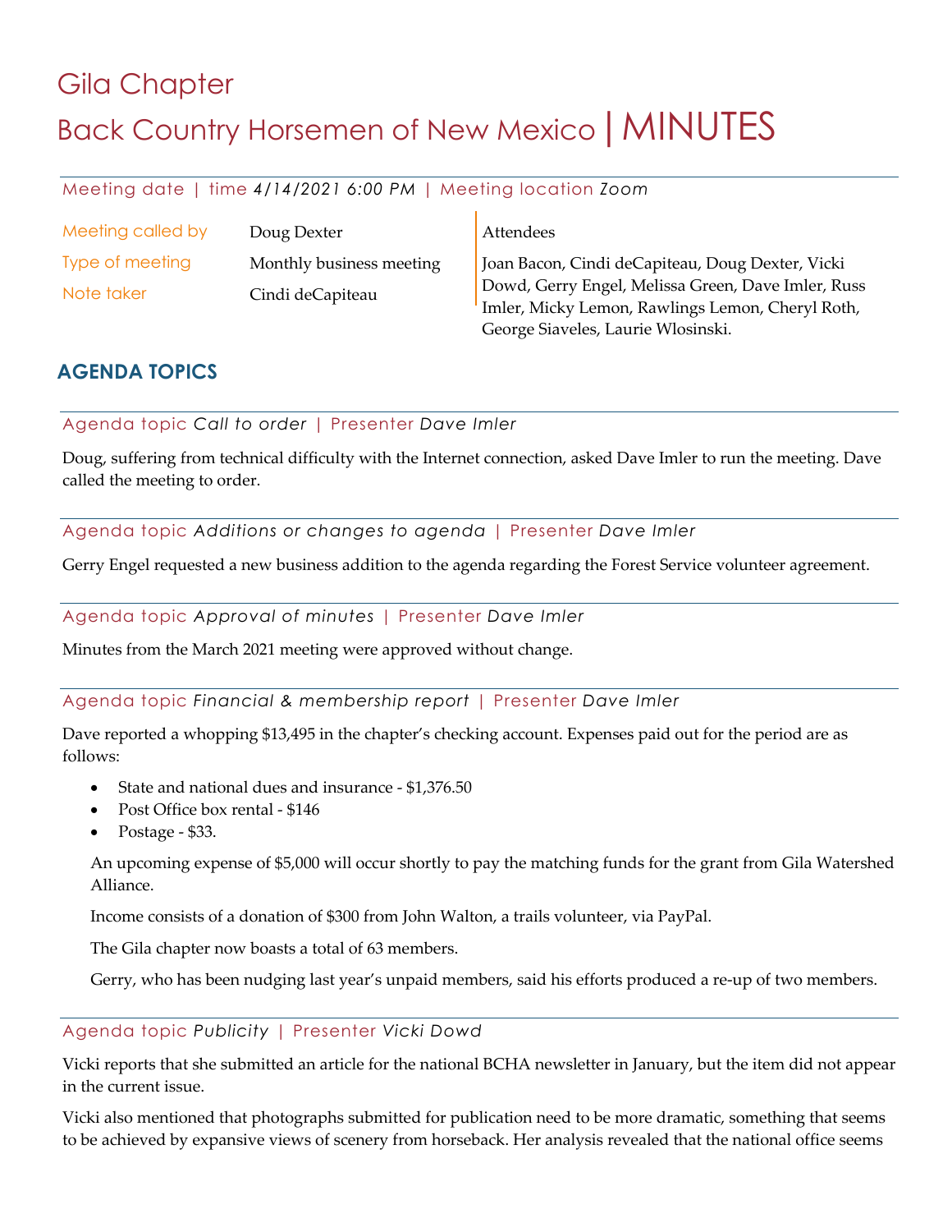# Gila Chapter

# Back Country Horsemen of New Mexico | MINUTES

Meeting date | time *4/14/2021 6:00 PM* | Meeting location *Zoom*

| | |
|---|---|
| Meeting called by | Doug Dexter |
| Type of meeting | Monthly business meeting |
| Note taker | Cindi deCapiteau |

Attendees

Joan Bacon, Cindi deCapiteau, Doug Dexter, Vicki Dowd, Gerry Engel, Melissa Green, Dave Imler, Russ Imler, Micky Lemon, Rawlings Lemon, Cheryl Roth, George Siaveles, Laurie Wlosinski.

## AGENDA TOPICS

Agenda topic *Call to order* | Presenter *Dave Imler*

Doug, suffering from technical difficulty with the Internet connection, asked Dave Imler to run the meeting. Dave called the meeting to order.

Agenda topic *Additions or changes to agenda* | Presenter *Dave Imler*

Gerry Engel requested a new business addition to the agenda regarding the Forest Service volunteer agreement.

Agenda topic *Approval of minutes* | Presenter *Dave Imler*

Minutes from the March 2021 meeting were approved without change.

Agenda topic *Financial & membership report* | Presenter *Dave Imler*

Dave reported a whopping $13,495 in the chapter's checking account. Expenses paid out for the period are as follows:

- State and national dues and insurance - $1,376.50
- Post Office box rental - $146
- Postage - $33.

An upcoming expense of $5,000 will occur shortly to pay the matching funds for the grant from Gila Watershed Alliance.

Income consists of a donation of $300 from John Walton, a trails volunteer, via PayPal.

The Gila chapter now boasts a total of 63 members.

Gerry, who has been nudging last year's unpaid members, said his efforts produced a re-up of two members.

Agenda topic *Publicity* | Presenter *Vicki Dowd*

Vicki reports that she submitted an article for the national BCHA newsletter in January, but the item did not appear in the current issue.

Vicki also mentioned that photographs submitted for publication need to be more dramatic, something that seems to be achieved by expansive views of scenery from horseback. Her analysis revealed that the national office seems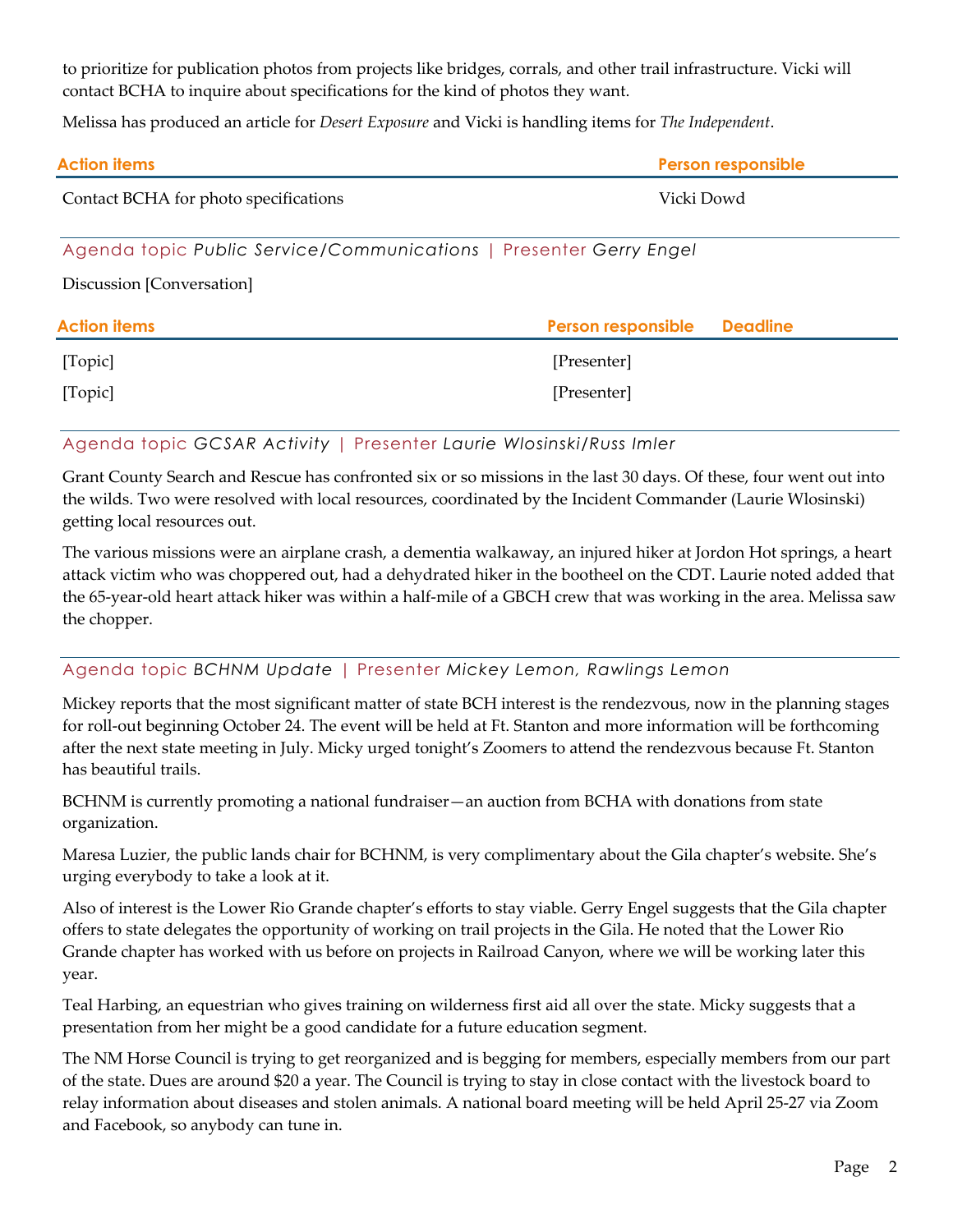to prioritize for publication photos from projects like bridges, corrals, and other trail infrastructure. Vicki will contact BCHA to inquire about specifications for the kind of photos they want.

Melissa has produced an article for *Desert Exposure* and Vicki is handling items for *The Independent*.

| Action items | Person responsible |
| --- | --- |
| Contact BCHA for photo specifications | Vicki Dowd |

### Agenda topic *Public Service/Communications* | Presenter *Gerry Engel*

Discussion [Conversation]

| Action items | Person responsible | Deadline |
| --- | --- | --- |
| [Topic] | [Presenter] | |
| [Topic] | [Presenter] | |

### Agenda topic *GCSAR Activity* | Presenter *Laurie Wlosinski/Russ Imler*

Grant County Search and Rescue has confronted six or so missions in the last 30 days. Of these, four went out into the wilds. Two were resolved with local resources, coordinated by the Incident Commander (Laurie Wlosinski) getting local resources out.

The various missions were an airplane crash, a dementia walkaway, an injured hiker at Jordon Hot springs, a heart attack victim who was choppered out, had a dehydrated hiker in the bootheel on the CDT. Laurie noted added that the 65-year-old heart attack hiker was within a half-mile of a GBCH crew that was working in the area. Melissa saw the chopper.

### Agenda topic *BCHNM Update* | Presenter *Mickey Lemon, Rawlings Lemon*

Mickey reports that the most significant matter of state BCH interest is the rendezvous, now in the planning stages for roll-out beginning October 24. The event will be held at Ft. Stanton and more information will be forthcoming after the next state meeting in July. Micky urged tonight's Zoomers to attend the rendezvous because Ft. Stanton has beautiful trails.

BCHNM is currently promoting a national fundraiser—an auction from BCHA with donations from state organization.

Maresa Luzier, the public lands chair for BCHNM, is very complimentary about the Gila chapter's website. She's urging everybody to take a look at it.

Also of interest is the Lower Rio Grande chapter's efforts to stay viable. Gerry Engel suggests that the Gila chapter offers to state delegates the opportunity of working on trail projects in the Gila. He noted that the Lower Rio Grande chapter has worked with us before on projects in Railroad Canyon, where we will be working later this year.

Teal Harbing, an equestrian who gives training on wilderness first aid all over the state. Micky suggests that a presentation from her might be a good candidate for a future education segment.

The NM Horse Council is trying to get reorganized and is begging for members, especially members from our part of the state. Dues are around $20 a year. The Council is trying to stay in close contact with the livestock board to relay information about diseases and stolen animals. A national board meeting will be held April 25-27 via Zoom and Facebook, so anybody can tune in.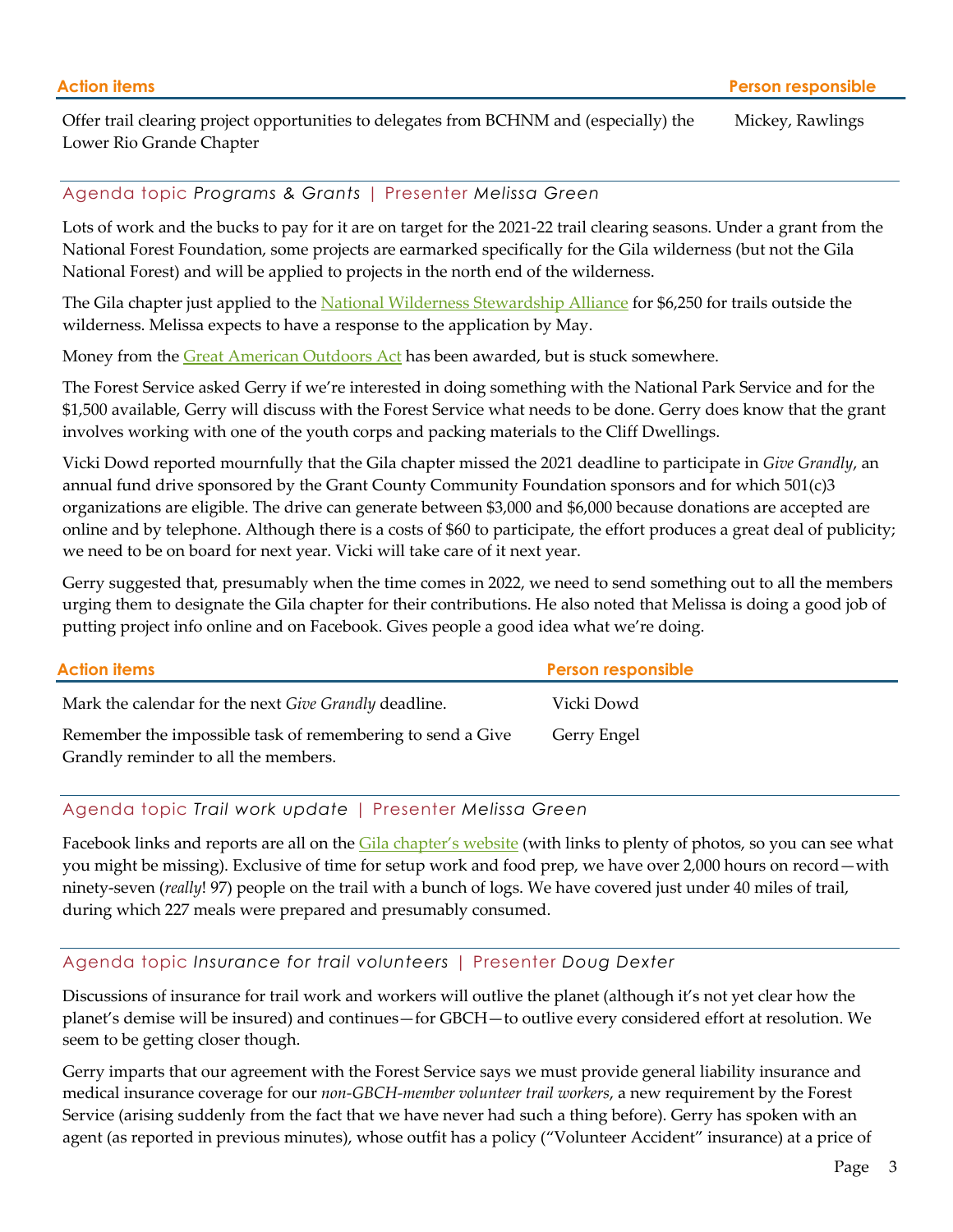| Action items | Person responsible |
| --- | --- |
| Offer trail clearing project opportunities to delegates from BCHNM and (especially) the Lower Rio Grande Chapter | Mickey, Rawlings |

### Agenda topic *Programs & Grants* | Presenter *Melissa Green*

Lots of work and the bucks to pay for it are on target for the 2021-22 trail clearing seasons. Under a grant from the National Forest Foundation, some projects are earmarked specifically for the Gila wilderness (but not the Gila National Forest) and will be applied to projects in the north end of the wilderness.

The Gila chapter just applied to the National Wilderness Stewardship Alliance for $6,250 for trails outside the wilderness. Melissa expects to have a response to the application by May.

Money from the Great American Outdoors Act has been awarded, but is stuck somewhere.

The Forest Service asked Gerry if we're interested in doing something with the National Park Service and for the $1,500 available, Gerry will discuss with the Forest Service what needs to be done. Gerry does know that the grant involves working with one of the youth corps and packing materials to the Cliff Dwellings.

Vicki Dowd reported mournfully that the Gila chapter missed the 2021 deadline to participate in *Give Grandly*, an annual fund drive sponsored by the Grant County Community Foundation sponsors and for which 501(c)3 organizations are eligible. The drive can generate between $3,000 and $6,000 because donations are accepted are online and by telephone. Although there is a costs of $60 to participate, the effort produces a great deal of publicity; we need to be on board for next year. Vicki will take care of it next year.

Gerry suggested that, presumably when the time comes in 2022, we need to send something out to all the members urging them to designate the Gila chapter for their contributions. He also noted that Melissa is doing a good job of putting project info online and on Facebook. Gives people a good idea what we're doing.

| Action items | Person responsible |
| --- | --- |
| Mark the calendar for the next *Give Grandly* deadline. | Vicki Dowd |
| Remember the impossible task of remembering to send a Give Grandly reminder to all the members. | Gerry Engel |

### Agenda topic *Trail work update* | Presenter *Melissa Green*

Facebook links and reports are all on the Gila chapter's website (with links to plenty of photos, so you can see what you might be missing). Exclusive of time for setup work and food prep, we have over 2,000 hours on record—with ninety-seven (*really*! 97) people on the trail with a bunch of logs. We have covered just under 40 miles of trail, during which 227 meals were prepared and presumably consumed.

### Agenda topic *Insurance for trail volunteers* | Presenter *Doug Dexter*

Discussions of insurance for trail work and workers will outlive the planet (although it's not yet clear how the planet's demise will be insured) and continues—for GBCH—to outlive every considered effort at resolution. We seem to be getting closer though.

Gerry imparts that our agreement with the Forest Service says we must provide general liability insurance and medical insurance coverage for our *non-GBCH-member volunteer trail workers*, a new requirement by the Forest Service (arising suddenly from the fact that we have never had such a thing before). Gerry has spoken with an agent (as reported in previous minutes), whose outfit has a policy ("Volunteer Accident" insurance) at a price of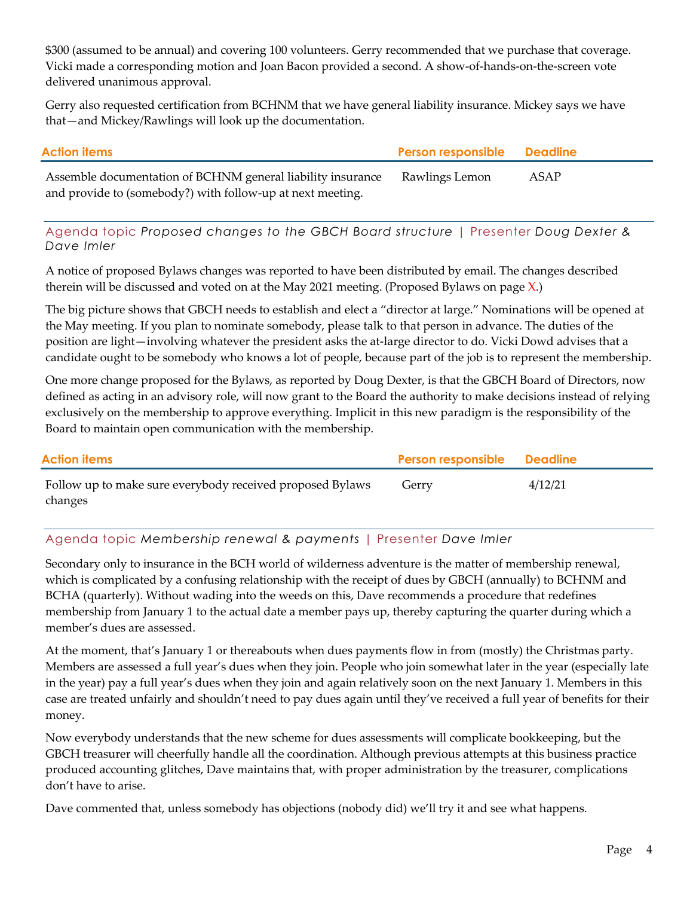$300 (assumed to be annual) and covering 100 volunteers. Gerry recommended that we purchase that coverage. Vicki made a corresponding motion and Joan Bacon provided a second. A show-of-hands-on-the-screen vote delivered unanimous approval.

Gerry also requested certification from BCHNM that we have general liability insurance. Mickey says we have that—and Mickey/Rawlings will look up the documentation.

| Action items | Person responsible | Deadline |
|---|---|---|
| Assemble documentation of BCHNM general liability insurance and provide to (somebody?) with follow-up at next meeting. | Rawlings Lemon | ASAP |

Agenda topic *Proposed changes to the GBCH Board structure* | Presenter *Doug Dexter & Dave Imler*

A notice of proposed Bylaws changes was reported to have been distributed by email. The changes described therein will be discussed and voted on at the May 2021 meeting. (Proposed Bylaws on page X.)

The big picture shows that GBCH needs to establish and elect a "director at large." Nominations will be opened at the May meeting. If you plan to nominate somebody, please talk to that person in advance. The duties of the position are light—involving whatever the president asks the at-large director to do. Vicki Dowd advises that a candidate ought to be somebody who knows a lot of people, because part of the job is to represent the membership.

One more change proposed for the Bylaws, as reported by Doug Dexter, is that the GBCH Board of Directors, now defined as acting in an advisory role, will now grant to the Board the authority to make decisions instead of relying exclusively on the membership to approve everything. Implicit in this new paradigm is the responsibility of the Board to maintain open communication with the membership.

| Action items | Person responsible | Deadline |
|---|---|---|
| Follow up to make sure everybody received proposed Bylaws changes | Gerry | 4/12/21 |

Agenda topic *Membership renewal & payments* | Presenter *Dave Imler*

Secondary only to insurance in the BCH world of wilderness adventure is the matter of membership renewal, which is complicated by a confusing relationship with the receipt of dues by GBCH (annually) to BCHNM and BCHA (quarterly). Without wading into the weeds on this, Dave recommends a procedure that redefines membership from January 1 to the actual date a member pays up, thereby capturing the quarter during which a member's dues are assessed.

At the moment, that's January 1 or thereabouts when dues payments flow in from (mostly) the Christmas party. Members are assessed a full year's dues when they join. People who join somewhat later in the year (especially late in the year) pay a full year's dues when they join and again relatively soon on the next January 1. Members in this case are treated unfairly and shouldn't need to pay dues again until they've received a full year of benefits for their money.

Now everybody understands that the new scheme for dues assessments will complicate bookkeeping, but the GBCH treasurer will cheerfully handle all the coordination. Although previous attempts at this business practice produced accounting glitches, Dave maintains that, with proper administration by the treasurer, complications don't have to arise.

Dave commented that, unless somebody has objections (nobody did) we'll try it and see what happens.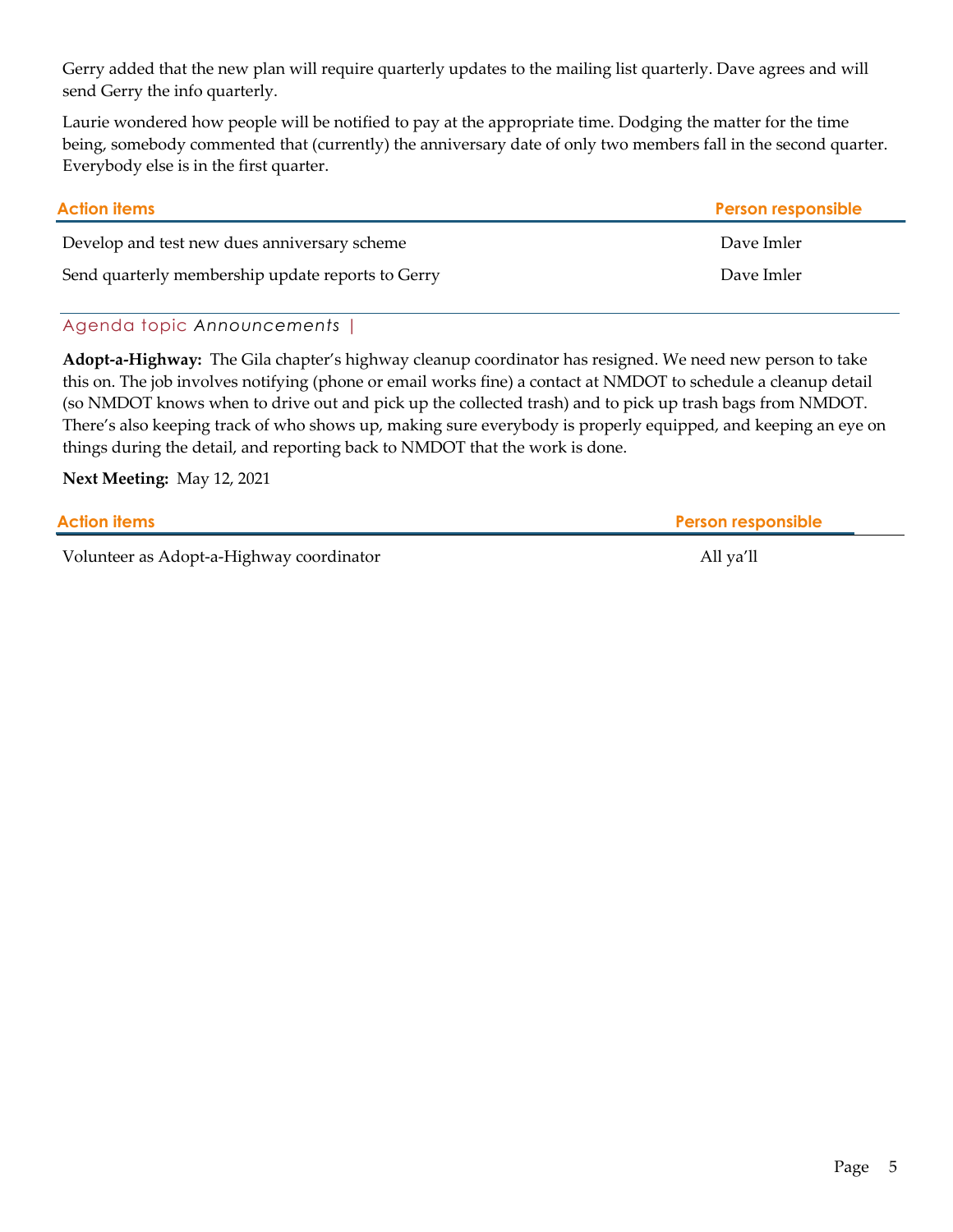Gerry added that the new plan will require quarterly updates to the mailing list quarterly. Dave agrees and will send Gerry the info quarterly.

Laurie wondered how people will be notified to pay at the appropriate time. Dodging the matter for the time being, somebody commented that (currently) the anniversary date of only two members fall in the second quarter. Everybody else is in the first quarter.

| Action items | Person responsible |
|---|---|
| Develop and test new dues anniversary scheme | Dave Imler |
| Send quarterly membership update reports to Gerry | Dave Imler |

## Agenda topic *Announcements* |

**Adopt-a-Highway:** The Gila chapter's highway cleanup coordinator has resigned. We need new person to take this on. The job involves notifying (phone or email works fine) a contact at NMDOT to schedule a cleanup detail (so NMDOT knows when to drive out and pick up the collected trash) and to pick up trash bags from NMDOT. There's also keeping track of who shows up, making sure everybody is properly equipped, and keeping an eye on things during the detail, and reporting back to NMDOT that the work is done.

**Next Meeting:** May 12, 2021

| Action items | Person responsible |
|---|---|
| Volunteer as Adopt-a-Highway coordinator | All ya'll |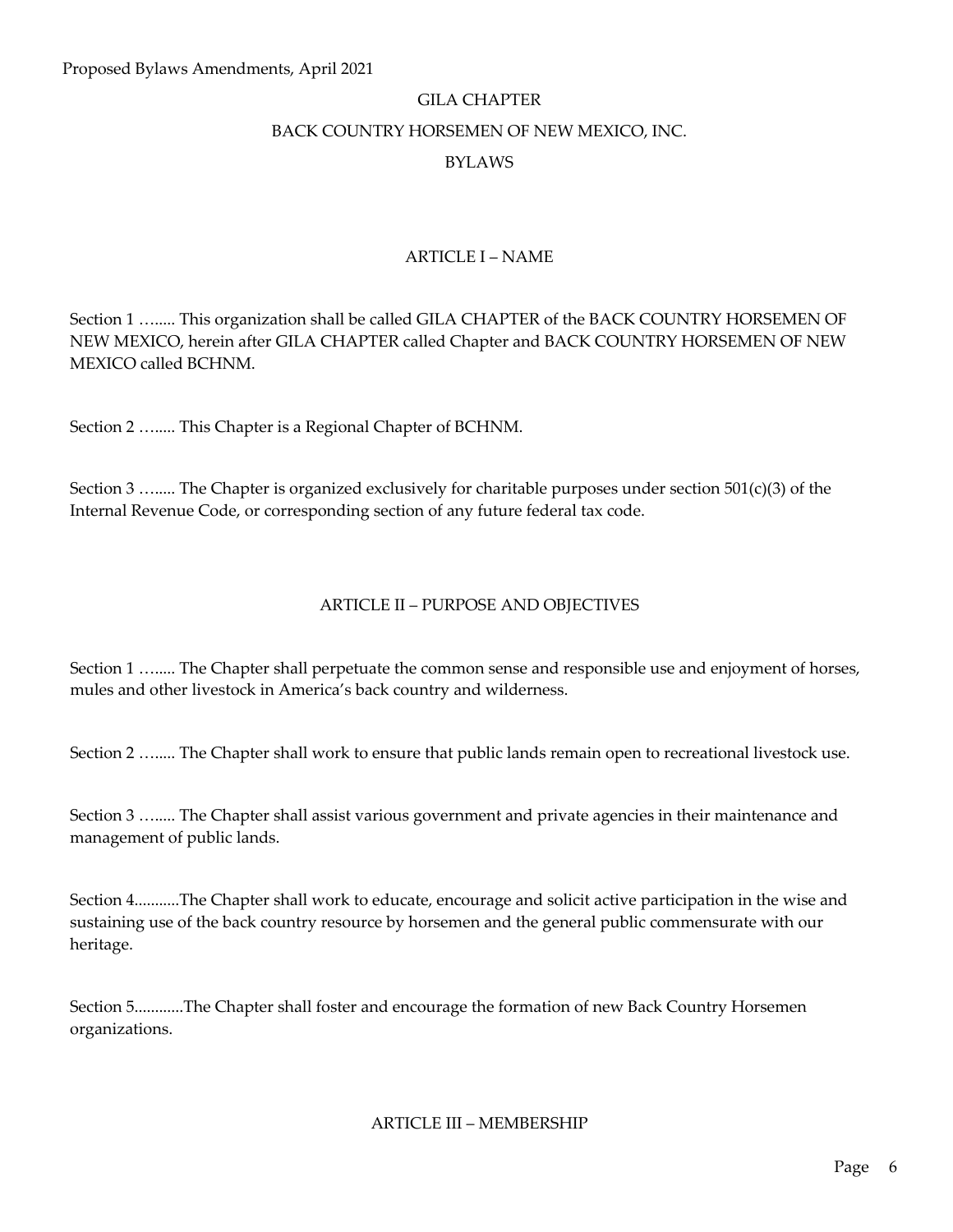GILA CHAPTER

BACK COUNTRY HORSEMEN OF NEW MEXICO, INC.

BYLAWS

## ARTICLE I – NAME

Section 1 …..... This organization shall be called GILA CHAPTER of the BACK COUNTRY HORSEMEN OF NEW MEXICO, herein after GILA CHAPTER called Chapter and BACK COUNTRY HORSEMEN OF NEW MEXICO called BCHNM.

Section 2 …..... This Chapter is a Regional Chapter of BCHNM.

Section 3 …..... The Chapter is organized exclusively for charitable purposes under section 501(c)(3) of the Internal Revenue Code, or corresponding section of any future federal tax code.

## ARTICLE II – PURPOSE AND OBJECTIVES

Section 1 …..... The Chapter shall perpetuate the common sense and responsible use and enjoyment of horses, mules and other livestock in America's back country and wilderness.

Section 2 …..... The Chapter shall work to ensure that public lands remain open to recreational livestock use.

Section 3 …..... The Chapter shall assist various government and private agencies in their maintenance and management of public lands.

Section 4...........The Chapter shall work to educate, encourage and solicit active participation in the wise and sustaining use of the back country resource by horsemen and the general public commensurate with our heritage.

Section 5............The Chapter shall foster and encourage the formation of new Back Country Horsemen organizations.

## ARTICLE III – MEMBERSHIP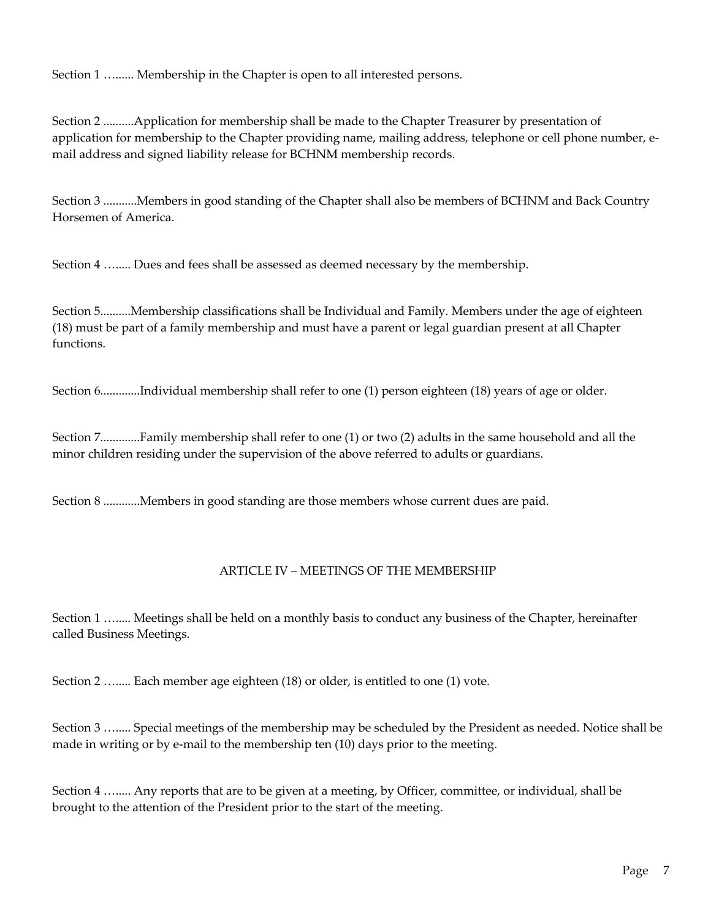Section 1 …...... Membership in the Chapter is open to all interested persons.

Section 2 ..........Application for membership shall be made to the Chapter Treasurer by presentation of application for membership to the Chapter providing name, mailing address, telephone or cell phone number, e-mail address and signed liability release for BCHNM membership records.

Section 3 ...........Members in good standing of the Chapter shall also be members of BCHNM and Back Country Horsemen of America.

Section 4 …..... Dues and fees shall be assessed as deemed necessary by the membership.

Section 5..........Membership classifications shall be Individual and Family. Members under the age of eighteen (18) must be part of a family membership and must have a parent or legal guardian present at all Chapter functions.

Section 6............Individual membership shall refer to one (1) person eighteen (18) years of age or older.

Section 7............Family membership shall refer to one (1) or two (2) adults in the same household and all the minor children residing under the supervision of the above referred to adults or guardians.

Section 8 ...........Members in good standing are those members whose current dues are paid.

## ARTICLE IV – MEETINGS OF THE MEMBERSHIP

Section 1 …..... Meetings shall be held on a monthly basis to conduct any business of the Chapter, hereinafter called Business Meetings.

Section 2 …..... Each member age eighteen (18) or older, is entitled to one (1) vote.

Section 3 …..... Special meetings of the membership may be scheduled by the President as needed. Notice shall be made in writing or by e-mail to the membership ten (10) days prior to the meeting.

Section 4 …..... Any reports that are to be given at a meeting, by Officer, committee, or individual, shall be brought to the attention of the President prior to the start of the meeting.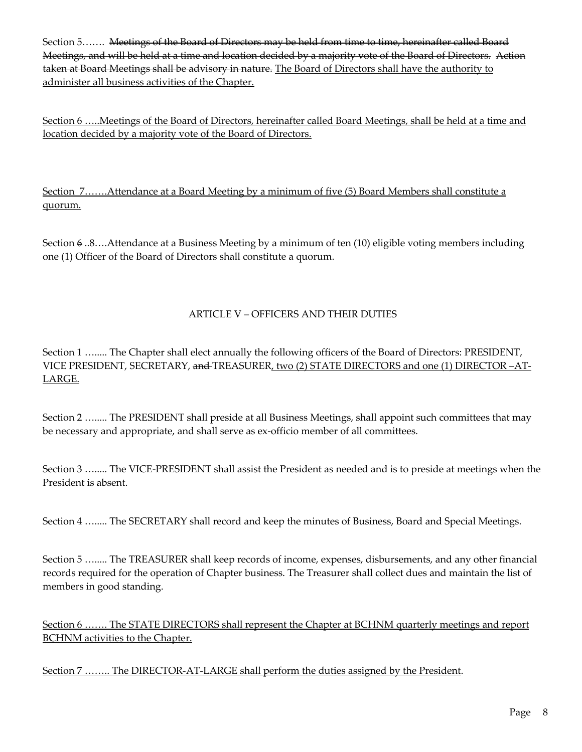Section 5……. ~~Meetings of the Board of Directors may be held from time to time, hereinafter called Board Meetings, and will be held at a time and location decided by a majority vote of the Board of Directors. Action taken at Board Meetings shall be advisory in nature.~~ <u>The Board of Directors shall have the authority to administer all business activities of the Chapter.</u>

<u>Section 6 …..Meetings of the Board of Directors, hereinafter called Board Meetings, shall be held at a time and location decided by a majority vote of the Board of Directors.</u>

<u>Section 7…….Attendance at a Board Meeting by a minimum of five (5) Board Members shall constitute a quorum.</u>

Section ~~6~~ ..8….Attendance at a Business Meeting by a minimum of ten (10) eligible voting members including one (1) Officer of the Board of Directors shall constitute a quorum.

## ARTICLE V – OFFICERS AND THEIR DUTIES

Section 1 …..... The Chapter shall elect annually the following officers of the Board of Directors: PRESIDENT, VICE PRESIDENT, SECRETARY, ~~and~~ TREASURER<u>, two (2) STATE DIRECTORS and one (1) DIRECTOR –AT-LARGE.</u>

Section 2 …..... The PRESIDENT shall preside at all Business Meetings, shall appoint such committees that may be necessary and appropriate, and shall serve as ex-officio member of all committees.

Section 3 …..... The VICE-PRESIDENT shall assist the President as needed and is to preside at meetings when the President is absent.

Section 4 …..... The SECRETARY shall record and keep the minutes of Business, Board and Special Meetings.

Section 5 …..... The TREASURER shall keep records of income, expenses, disbursements, and any other financial records required for the operation of Chapter business. The Treasurer shall collect dues and maintain the list of members in good standing.

<u>Section 6 ……. The STATE DIRECTORS shall represent the Chapter at BCHNM quarterly meetings and report BCHNM activities to the Chapter.</u>

<u>Section 7 …….. The DIRECTOR-AT-LARGE shall perform the duties assigned by the President</u>.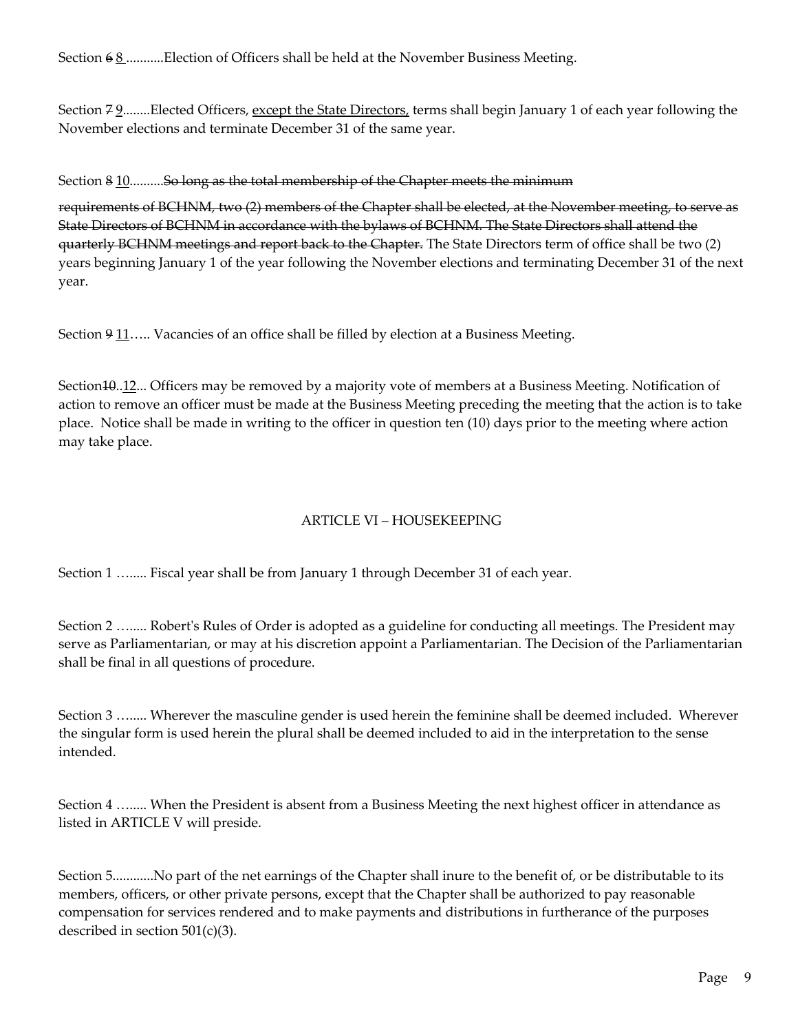Section ~~6~~ <u>8</u> ...........Election of Officers shall be held at the November Business Meeting.

Section ~~7~~ <u>9</u>........Elected Officers, <u>except the State Directors,</u> terms shall begin January 1 of each year following the November elections and terminate December 31 of the same year.

Section ~~8~~ <u>10</u>..........~~So long as the total membership of the Chapter meets the minimum requirements of BCHNM, two (2) members of the Chapter shall be elected, at the November meeting, to serve as State Directors of BCHNM in accordance with the bylaws of BCHNM. The State Directors shall attend the quarterly BCHNM meetings and report back to the Chapter.~~ The State Directors term of office shall be two (2) years beginning January 1 of the year following the November elections and terminating December 31 of the next year.

Section ~~9~~ <u>11</u>….. Vacancies of an office shall be filled by election at a Business Meeting.

Section~~10~~..<u>12</u>... Officers may be removed by a majority vote of members at a Business Meeting. Notification of action to remove an officer must be made at the Business Meeting preceding the meeting that the action is to take place. Notice shall be made in writing to the officer in question ten (10) days prior to the meeting where action may take place.

## ARTICLE VI – HOUSEKEEPING

Section 1 …..... Fiscal year shall be from January 1 through December 31 of each year.

Section 2 …..... Robert's Rules of Order is adopted as a guideline for conducting all meetings. The President may serve as Parliamentarian, or may at his discretion appoint a Parliamentarian. The Decision of the Parliamentarian shall be final in all questions of procedure.

Section 3 …..... Wherever the masculine gender is used herein the feminine shall be deemed included. Wherever the singular form is used herein the plural shall be deemed included to aid in the interpretation to the sense intended.

Section 4 …..... When the President is absent from a Business Meeting the next highest officer in attendance as listed in ARTICLE V will preside.

Section 5............No part of the net earnings of the Chapter shall inure to the benefit of, or be distributable to its members, officers, or other private persons, except that the Chapter shall be authorized to pay reasonable compensation for services rendered and to make payments and distributions in furtherance of the purposes described in section 501(c)(3).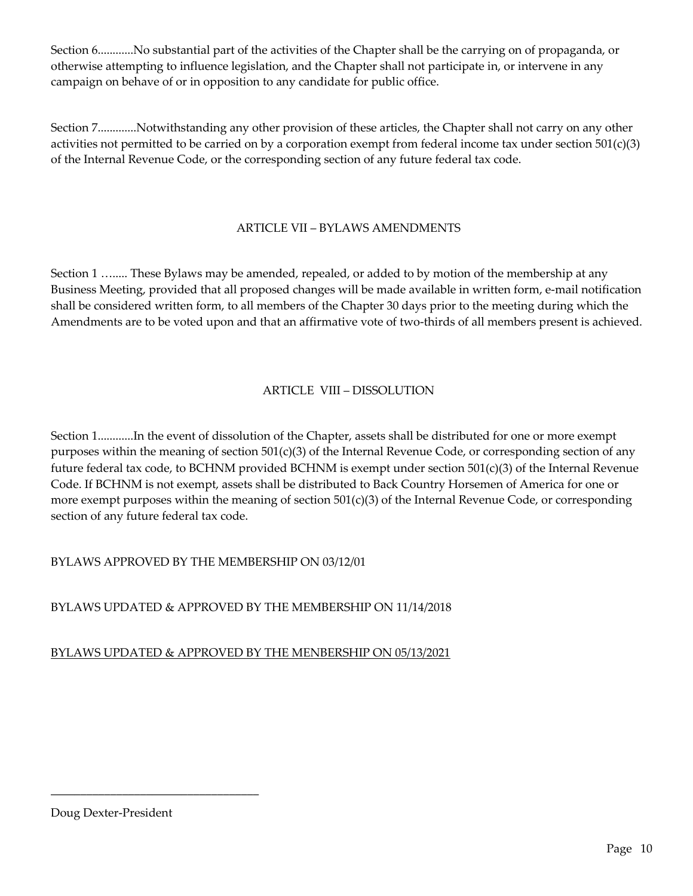Section 6............No substantial part of the activities of the Chapter shall be the carrying on of propaganda, or otherwise attempting to influence legislation, and the Chapter shall not participate in, or intervene in any campaign on behave of or in opposition to any candidate for public office.

Section 7.............Notwithstanding any other provision of these articles, the Chapter shall not carry on any other activities not permitted to be carried on by a corporation exempt from federal income tax under section 501(c)(3) of the Internal Revenue Code, or the corresponding section of any future federal tax code.

## ARTICLE VII – BYLAWS AMENDMENTS

Section 1 …..... These Bylaws may be amended, repealed, or added to by motion of the membership at any Business Meeting, provided that all proposed changes will be made available in written form, e-mail notification shall be considered written form, to all members of the Chapter 30 days prior to the meeting during which the Amendments are to be voted upon and that an affirmative vote of two-thirds of all members present is achieved.

## ARTICLE VIII – DISSOLUTION

Section 1............In the event of dissolution of the Chapter, assets shall be distributed for one or more exempt purposes within the meaning of section 501(c)(3) of the Internal Revenue Code, or corresponding section of any future federal tax code, to BCHNM provided BCHNM is exempt under section 501(c)(3) of the Internal Revenue Code. If BCHNM is not exempt, assets shall be distributed to Back Country Horsemen of America for one or more exempt purposes within the meaning of section 501(c)(3) of the Internal Revenue Code, or corresponding section of any future federal tax code.

BYLAWS APPROVED BY THE MEMBERSHIP ON 03/12/01

BYLAWS UPDATED & APPROVED BY THE MEMBERSHIP ON 11/14/2018

BYLAWS UPDATED & APPROVED BY THE MENBERSHIP ON 05/13/2021

\_\_\_\_\_\_\_\_\_\_\_\_\_\_\_\_\_\_\_\_\_\_\_\_\_\_\_\_\_\_\_\_\_\_\_\_

Doug Dexter-President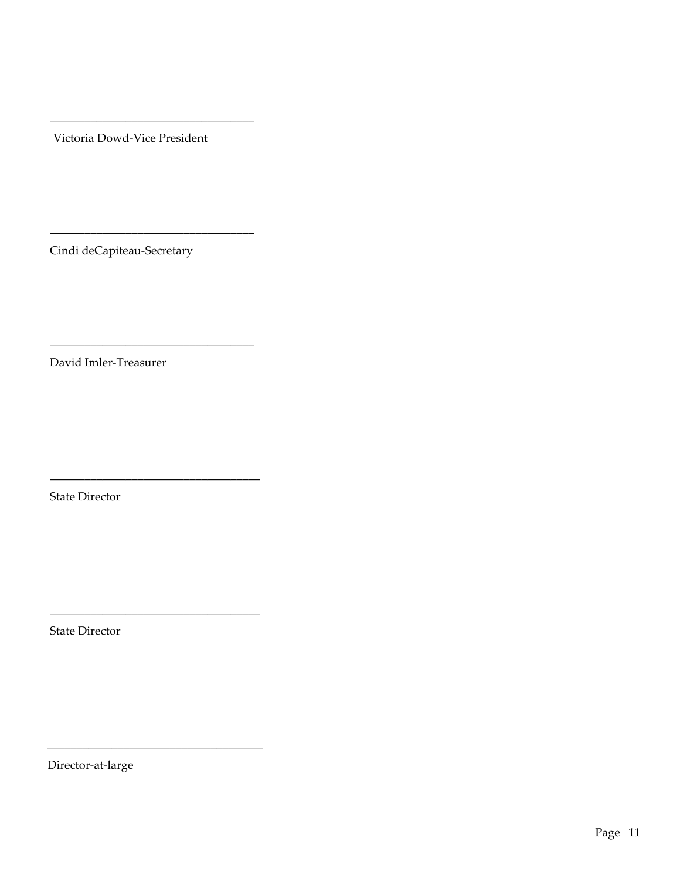\_\_\_\_\_\_\_\_\_\_\_\_\_\_\_\_\_\_\_\_\_\_\_\_\_\_\_\_\_\_\_\_\_\_\_

Victoria Dowd-Vice President

\_\_\_\_\_\_\_\_\_\_\_\_\_\_\_\_\_\_\_\_\_\_\_\_\_\_\_\_\_\_\_\_\_\_\_

Cindi deCapiteau-Secretary

\_\_\_\_\_\_\_\_\_\_\_\_\_\_\_\_\_\_\_\_\_\_\_\_\_\_\_\_\_\_\_\_\_\_\_

David Imler-Treasurer

\_\_\_\_\_\_\_\_\_\_\_\_\_\_\_\_\_\_\_\_\_\_\_\_\_\_\_\_\_\_\_\_\_\_\_

State Director

\_\_\_\_\_\_\_\_\_\_\_\_\_\_\_\_\_\_\_\_\_\_\_\_\_\_\_\_\_\_\_\_\_\_\_

State Director

\_\_\_\_\_\_\_\_\_\_\_\_\_\_\_\_\_\_\_\_\_\_\_\_\_\_\_\_\_\_\_\_\_\_\_

Director-at-large